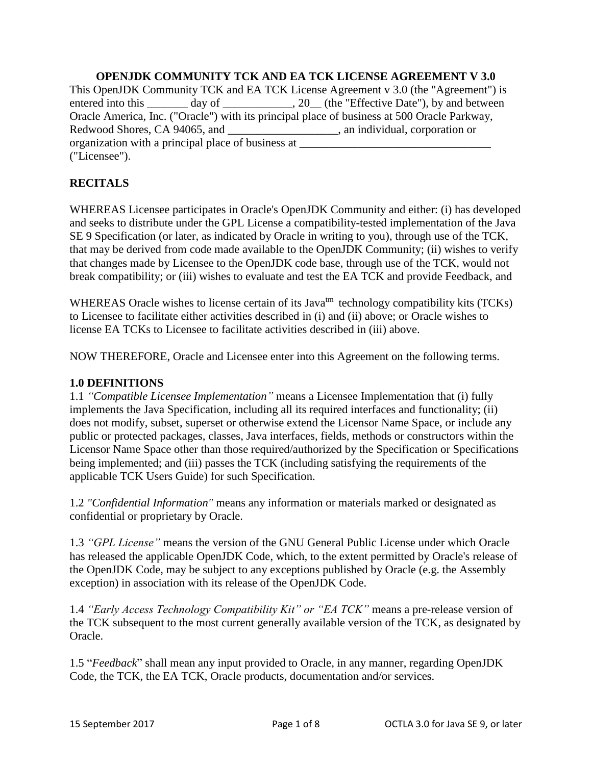# OPENJDK COMMUNITY TCK AND EA TCK LICENSE AGREEMENT V 3.0

This OpenJDK Community TCK and EA TCK License Agreement v 3.0 (the "Agreement") is entered into this _______ day of ____________, 20__ (the "Effective Date"), by and between Oracle America, Inc. ("Oracle") with its principal place of business at 500 Oracle Parkway, Redwood Shores, CA 94065, and ___________________, an individual, corporation or organization with a principal place of business at _________________________________ ("Licensee").

## RECITALS

WHEREAS Licensee participates in Oracle's OpenJDK Community and either: (i) has developed and seeks to distribute under the GPL License a compatibility-tested implementation of the Java SE 9 Specification (or later, as indicated by Oracle in writing to you), through use of the TCK, that may be derived from code made available to the OpenJDK Community; (ii) wishes to verify that changes made by Licensee to the OpenJDK code base, through use of the TCK, would not break compatibility; or (iii) wishes to evaluate and test the EA TCK and provide Feedback, and

WHEREAS Oracle wishes to license certain of its Java™ technology compatibility kits (TCKs) to Licensee to facilitate either activities described in (i) and (ii) above; or Oracle wishes to license EA TCKs to Licensee to facilitate activities described in (iii) above.

NOW THEREFORE, Oracle and Licensee enter into this Agreement on the following terms.

## 1.0 DEFINITIONS

1.1 *"Compatible Licensee Implementation"* means a Licensee Implementation that (i) fully implements the Java Specification, including all its required interfaces and functionality; (ii) does not modify, subset, superset or otherwise extend the Licensor Name Space, or include any public or protected packages, classes, Java interfaces, fields, methods or constructors within the Licensor Name Space other than those required/authorized by the Specification or Specifications being implemented; and (iii) passes the TCK (including satisfying the requirements of the applicable TCK Users Guide) for such Specification.

1.2 *"Confidential Information"* means any information or materials marked or designated as confidential or proprietary by Oracle.

1.3 *"GPL License"* means the version of the GNU General Public License under which Oracle has released the applicable OpenJDK Code, which, to the extent permitted by Oracle's release of the OpenJDK Code, may be subject to any exceptions published by Oracle (e.g. the Assembly exception) in association with its release of the OpenJDK Code.

1.4 *"Early Access Technology Compatibility Kit" or "EA TCK"* means a pre-release version of the TCK subsequent to the most current generally available version of the TCK, as designated by Oracle.

1.5 "*Feedback*" shall mean any input provided to Oracle, in any manner, regarding OpenJDK Code, the TCK, the EA TCK, Oracle products, documentation and/or services.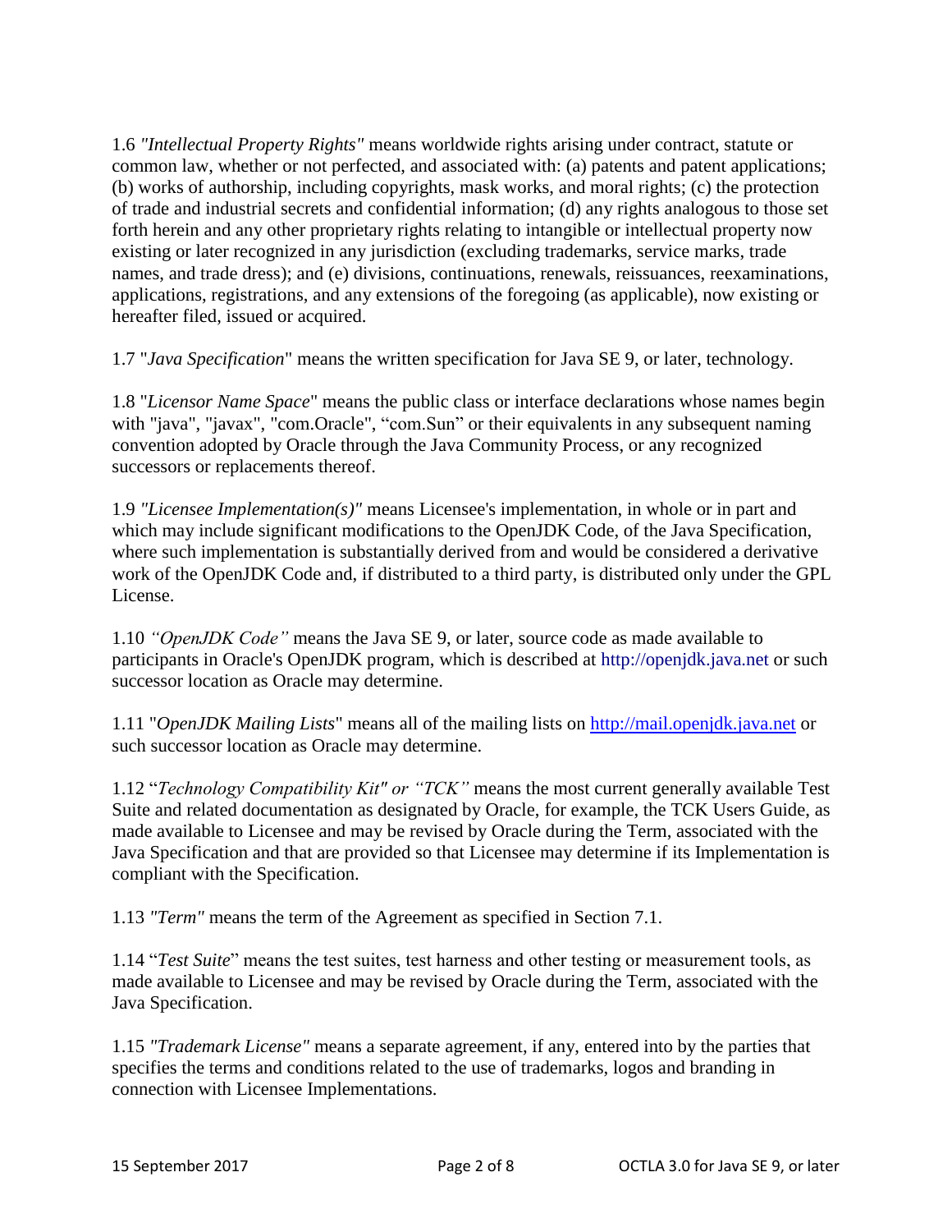1.6 *"Intellectual Property Rights"* means worldwide rights arising under contract, statute or common law, whether or not perfected, and associated with: (a) patents and patent applications; (b) works of authorship, including copyrights, mask works, and moral rights; (c) the protection of trade and industrial secrets and confidential information; (d) any rights analogous to those set forth herein and any other proprietary rights relating to intangible or intellectual property now existing or later recognized in any jurisdiction (excluding trademarks, service marks, trade names, and trade dress); and (e) divisions, continuations, renewals, reissuances, reexaminations, applications, registrations, and any extensions of the foregoing (as applicable), now existing or hereafter filed, issued or acquired.

1.7 "*Java Specification*" means the written specification for Java SE 9, or later, technology.

1.8 "*Licensor Name Space*" means the public class or interface declarations whose names begin with "java", "javax", "com.Oracle", "com.Sun" or their equivalents in any subsequent naming convention adopted by Oracle through the Java Community Process, or any recognized successors or replacements thereof.

1.9 *"Licensee Implementation(s)"* means Licensee's implementation, in whole or in part and which may include significant modifications to the OpenJDK Code, of the Java Specification, where such implementation is substantially derived from and would be considered a derivative work of the OpenJDK Code and, if distributed to a third party, is distributed only under the GPL License.

1.10 *"OpenJDK Code"* means the Java SE 9, or later, source code as made available to participants in Oracle's OpenJDK program, which is described at http://openjdk.java.net or such successor location as Oracle may determine.

1.11 "*OpenJDK Mailing Lists*" means all of the mailing lists on [http://mail.openjdk.java.net](http://mail.openjdk.java.net) or such successor location as Oracle may determine.

1.12 "*Technology Compatibility Kit" or "TCK"* means the most current generally available Test Suite and related documentation as designated by Oracle, for example, the TCK Users Guide, as made available to Licensee and may be revised by Oracle during the Term, associated with the Java Specification and that are provided so that Licensee may determine if its Implementation is compliant with the Specification.

1.13 *"Term"* means the term of the Agreement as specified in Section 7.1.

1.14 "*Test Suite*" means the test suites, test harness and other testing or measurement tools, as made available to Licensee and may be revised by Oracle during the Term, associated with the Java Specification.

1.15 *"Trademark License"* means a separate agreement, if any, entered into by the parties that specifies the terms and conditions related to the use of trademarks, logos and branding in connection with Licensee Implementations.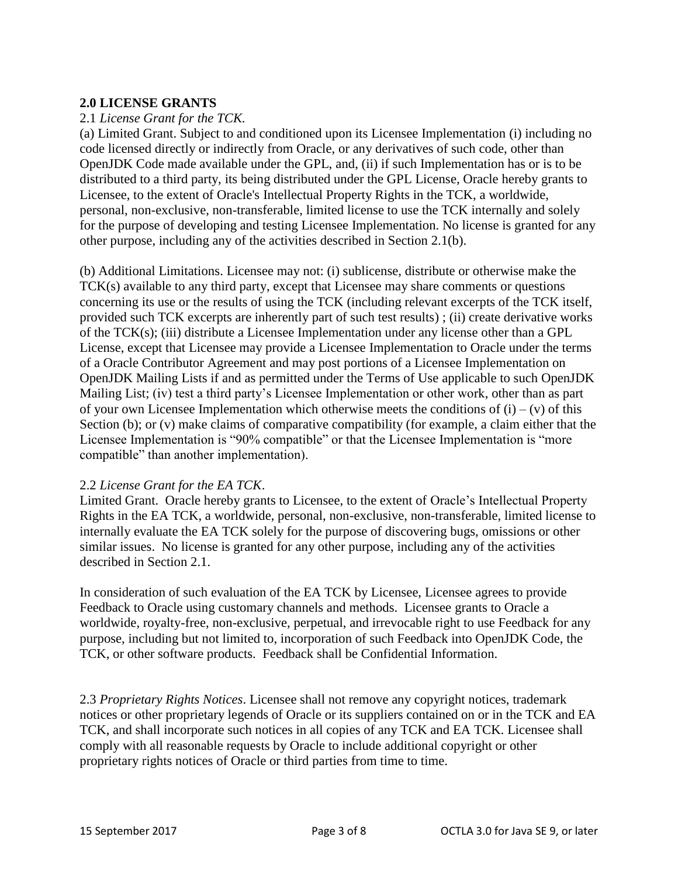## 2.0 LICENSE GRANTS

2.1 *License Grant for the TCK.*

(a) Limited Grant. Subject to and conditioned upon its Licensee Implementation (i) including no code licensed directly or indirectly from Oracle, or any derivatives of such code, other than OpenJDK Code made available under the GPL, and, (ii) if such Implementation has or is to be distributed to a third party, its being distributed under the GPL License, Oracle hereby grants to Licensee, to the extent of Oracle's Intellectual Property Rights in the TCK, a worldwide, personal, non-exclusive, non-transferable, limited license to use the TCK internally and solely for the purpose of developing and testing Licensee Implementation. No license is granted for any other purpose, including any of the activities described in Section 2.1(b).

(b) Additional Limitations. Licensee may not: (i) sublicense, distribute or otherwise make the TCK(s) available to any third party, except that Licensee may share comments or questions concerning its use or the results of using the TCK (including relevant excerpts of the TCK itself, provided such TCK excerpts are inherently part of such test results) ; (ii) create derivative works of the TCK(s); (iii) distribute a Licensee Implementation under any license other than a GPL License, except that Licensee may provide a Licensee Implementation to Oracle under the terms of a Oracle Contributor Agreement and may post portions of a Licensee Implementation on OpenJDK Mailing Lists if and as permitted under the Terms of Use applicable to such OpenJDK Mailing List; (iv) test a third party's Licensee Implementation or other work, other than as part of your own Licensee Implementation which otherwise meets the conditions of (i) – (v) of this Section (b); or (v) make claims of comparative compatibility (for example, a claim either that the Licensee Implementation is "90% compatible" or that the Licensee Implementation is "more compatible" than another implementation).

2.2 *License Grant for the EA TCK*.

Limited Grant. Oracle hereby grants to Licensee, to the extent of Oracle's Intellectual Property Rights in the EA TCK, a worldwide, personal, non-exclusive, non-transferable, limited license to internally evaluate the EA TCK solely for the purpose of discovering bugs, omissions or other similar issues. No license is granted for any other purpose, including any of the activities described in Section 2.1.

In consideration of such evaluation of the EA TCK by Licensee, Licensee agrees to provide Feedback to Oracle using customary channels and methods. Licensee grants to Oracle a worldwide, royalty-free, non-exclusive, perpetual, and irrevocable right to use Feedback for any purpose, including but not limited to, incorporation of such Feedback into OpenJDK Code, the TCK, or other software products. Feedback shall be Confidential Information.

2.3 *Proprietary Rights Notices*. Licensee shall not remove any copyright notices, trademark notices or other proprietary legends of Oracle or its suppliers contained on or in the TCK and EA TCK, and shall incorporate such notices in all copies of any TCK and EA TCK. Licensee shall comply with all reasonable requests by Oracle to include additional copyright or other proprietary rights notices of Oracle or third parties from time to time.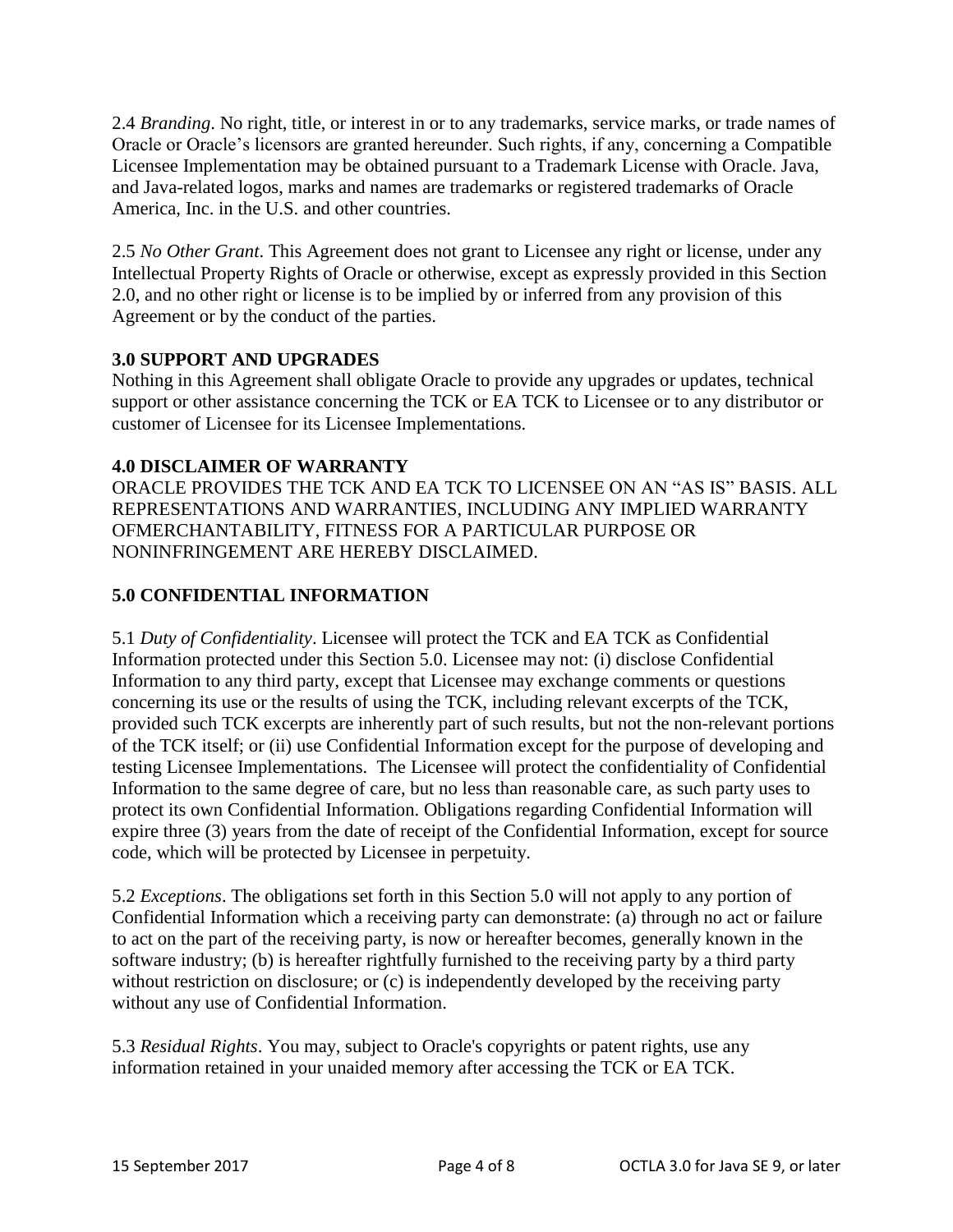2.4 *Branding*. No right, title, or interest in or to any trademarks, service marks, or trade names of Oracle or Oracle's licensors are granted hereunder. Such rights, if any, concerning a Compatible Licensee Implementation may be obtained pursuant to a Trademark License with Oracle. Java, and Java-related logos, marks and names are trademarks or registered trademarks of Oracle America, Inc. in the U.S. and other countries.

2.5 *No Other Grant*. This Agreement does not grant to Licensee any right or license, under any Intellectual Property Rights of Oracle or otherwise, except as expressly provided in this Section 2.0, and no other right or license is to be implied by or inferred from any provision of this Agreement or by the conduct of the parties.

**3.0 SUPPORT AND UPGRADES**

Nothing in this Agreement shall obligate Oracle to provide any upgrades or updates, technical support or other assistance concerning the TCK or EA TCK to Licensee or to any distributor or customer of Licensee for its Licensee Implementations.

**4.0 DISCLAIMER OF WARRANTY**

ORACLE PROVIDES THE TCK AND EA TCK TO LICENSEE ON AN "AS IS" BASIS. ALL REPRESENTATIONS AND WARRANTIES, INCLUDING ANY IMPLIED WARRANTY OFMERCHANTABILITY, FITNESS FOR A PARTICULAR PURPOSE OR NONINFRINGEMENT ARE HEREBY DISCLAIMED.

**5.0 CONFIDENTIAL INFORMATION**

5.1 *Duty of Confidentiality*. Licensee will protect the TCK and EA TCK as Confidential Information protected under this Section 5.0. Licensee may not: (i) disclose Confidential Information to any third party, except that Licensee may exchange comments or questions concerning its use or the results of using the TCK, including relevant excerpts of the TCK, provided such TCK excerpts are inherently part of such results, but not the non-relevant portions of the TCK itself; or (ii) use Confidential Information except for the purpose of developing and testing Licensee Implementations. The Licensee will protect the confidentiality of Confidential Information to the same degree of care, but no less than reasonable care, as such party uses to protect its own Confidential Information. Obligations regarding Confidential Information will expire three (3) years from the date of receipt of the Confidential Information, except for source code, which will be protected by Licensee in perpetuity.

5.2 *Exceptions*. The obligations set forth in this Section 5.0 will not apply to any portion of Confidential Information which a receiving party can demonstrate: (a) through no act or failure to act on the part of the receiving party, is now or hereafter becomes, generally known in the software industry; (b) is hereafter rightfully furnished to the receiving party by a third party without restriction on disclosure; or (c) is independently developed by the receiving party without any use of Confidential Information.

5.3 *Residual Rights*. You may, subject to Oracle's copyrights or patent rights, use any information retained in your unaided memory after accessing the TCK or EA TCK.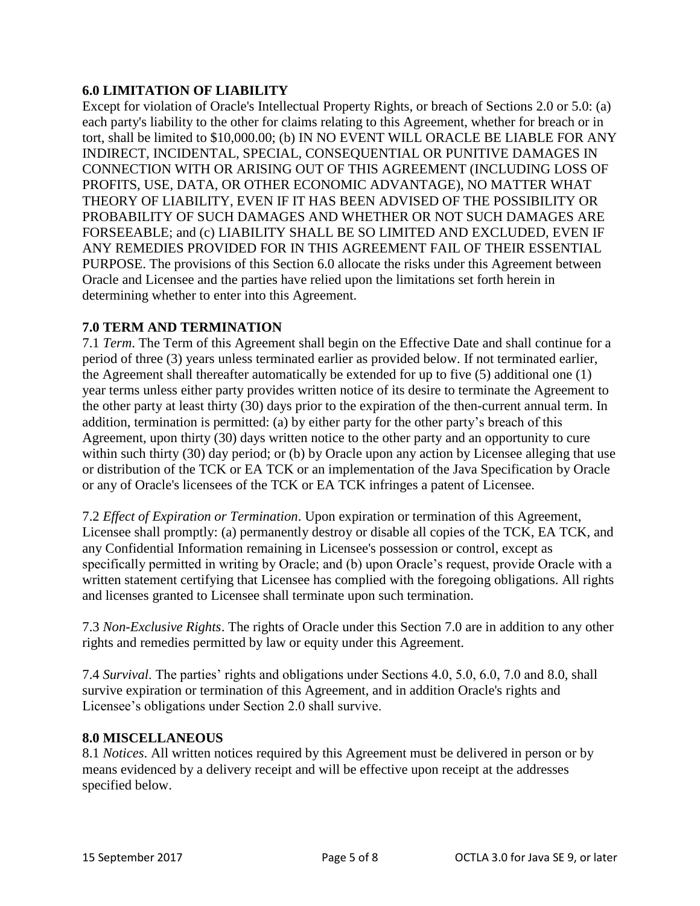### 6.0 LIMITATION OF LIABILITY

Except for violation of Oracle's Intellectual Property Rights, or breach of Sections 2.0 or 5.0: (a) each party's liability to the other for claims relating to this Agreement, whether for breach or in tort, shall be limited to $10,000.00; (b) IN NO EVENT WILL ORACLE BE LIABLE FOR ANY INDIRECT, INCIDENTAL, SPECIAL, CONSEQUENTIAL OR PUNITIVE DAMAGES IN CONNECTION WITH OR ARISING OUT OF THIS AGREEMENT (INCLUDING LOSS OF PROFITS, USE, DATA, OR OTHER ECONOMIC ADVANTAGE), NO MATTER WHAT THEORY OF LIABILITY, EVEN IF IT HAS BEEN ADVISED OF THE POSSIBILITY OR PROBABILITY OF SUCH DAMAGES AND WHETHER OR NOT SUCH DAMAGES ARE FORSEEABLE; and (c) LIABILITY SHALL BE SO LIMITED AND EXCLUDED, EVEN IF ANY REMEDIES PROVIDED FOR IN THIS AGREEMENT FAIL OF THEIR ESSENTIAL PURPOSE. The provisions of this Section 6.0 allocate the risks under this Agreement between Oracle and Licensee and the parties have relied upon the limitations set forth herein in determining whether to enter into this Agreement.

### 7.0 TERM AND TERMINATION

7.1 *Term*. The Term of this Agreement shall begin on the Effective Date and shall continue for a period of three (3) years unless terminated earlier as provided below. If not terminated earlier, the Agreement shall thereafter automatically be extended for up to five (5) additional one (1) year terms unless either party provides written notice of its desire to terminate the Agreement to the other party at least thirty (30) days prior to the expiration of the then-current annual term. In addition, termination is permitted: (a) by either party for the other party's breach of this Agreement, upon thirty (30) days written notice to the other party and an opportunity to cure within such thirty (30) day period; or (b) by Oracle upon any action by Licensee alleging that use or distribution of the TCK or EA TCK or an implementation of the Java Specification by Oracle or any of Oracle's licensees of the TCK or EA TCK infringes a patent of Licensee.

7.2 *Effect of Expiration or Termination*. Upon expiration or termination of this Agreement, Licensee shall promptly: (a) permanently destroy or disable all copies of the TCK, EA TCK, and any Confidential Information remaining in Licensee's possession or control, except as specifically permitted in writing by Oracle; and (b) upon Oracle's request, provide Oracle with a written statement certifying that Licensee has complied with the foregoing obligations. All rights and licenses granted to Licensee shall terminate upon such termination.

7.3 *Non-Exclusive Rights*. The rights of Oracle under this Section 7.0 are in addition to any other rights and remedies permitted by law or equity under this Agreement.

7.4 *Survival*. The parties' rights and obligations under Sections 4.0, 5.0, 6.0, 7.0 and 8.0, shall survive expiration or termination of this Agreement, and in addition Oracle's rights and Licensee's obligations under Section 2.0 shall survive.

### 8.0 MISCELLANEOUS

8.1 *Notices*. All written notices required by this Agreement must be delivered in person or by means evidenced by a delivery receipt and will be effective upon receipt at the addresses specified below.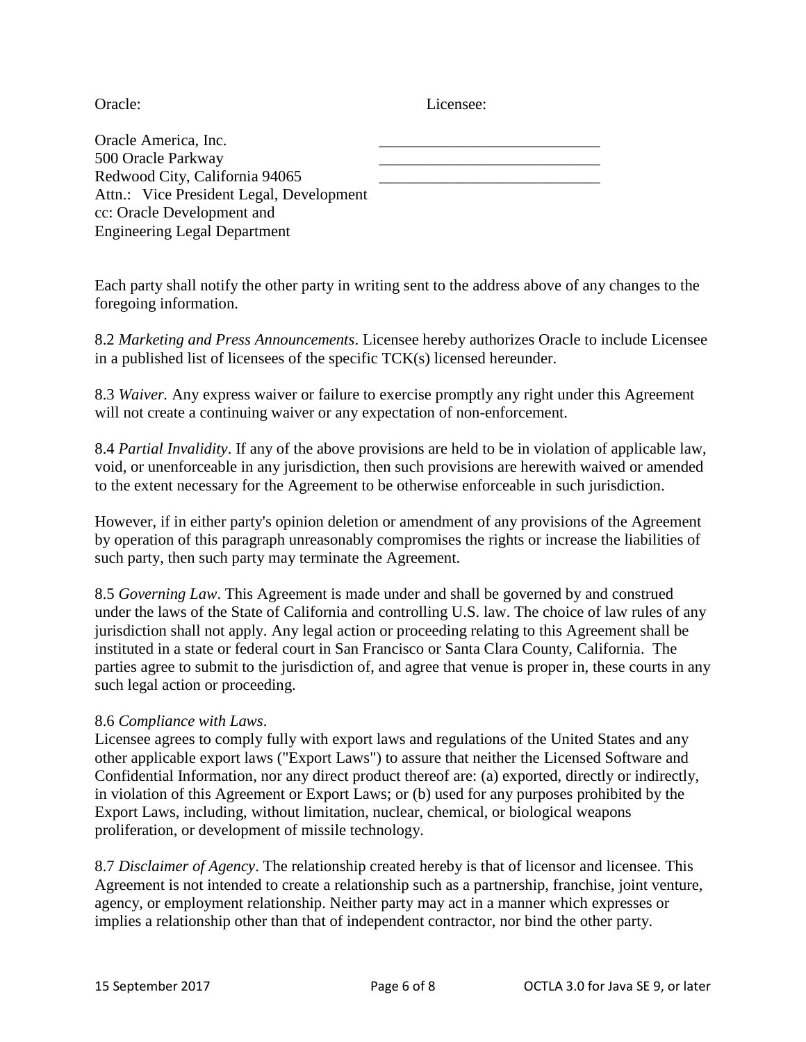| Oracle: | Licensee: |
| --- | --- |
| Oracle America, Inc. | ____________________________ |
| 500 Oracle Parkway | ____________________________ |
| Redwood City, California 94065 | ____________________________ |
| Attn.: Vice President Legal, Development | |
| cc: Oracle Development and Engineering Legal Department | |

Each party shall notify the other party in writing sent to the address above of any changes to the foregoing information.

8.2 *Marketing and Press Announcements*. Licensee hereby authorizes Oracle to include Licensee in a published list of licensees of the specific TCK(s) licensed hereunder.

8.3 *Waiver.* Any express waiver or failure to exercise promptly any right under this Agreement will not create a continuing waiver or any expectation of non-enforcement.

8.4 *Partial Invalidity*. If any of the above provisions are held to be in violation of applicable law, void, or unenforceable in any jurisdiction, then such provisions are herewith waived or amended to the extent necessary for the Agreement to be otherwise enforceable in such jurisdiction.

However, if in either party's opinion deletion or amendment of any provisions of the Agreement by operation of this paragraph unreasonably compromises the rights or increase the liabilities of such party, then such party may terminate the Agreement.

8.5 *Governing Law*. This Agreement is made under and shall be governed by and construed under the laws of the State of California and controlling U.S. law. The choice of law rules of any jurisdiction shall not apply. Any legal action or proceeding relating to this Agreement shall be instituted in a state or federal court in San Francisco or Santa Clara County, California. The parties agree to submit to the jurisdiction of, and agree that venue is proper in, these courts in any such legal action or proceeding.

8.6 *Compliance with Laws*.
Licensee agrees to comply fully with export laws and regulations of the United States and any other applicable export laws ("Export Laws") to assure that neither the Licensed Software and Confidential Information, nor any direct product thereof are: (a) exported, directly or indirectly, in violation of this Agreement or Export Laws; or (b) used for any purposes prohibited by the Export Laws, including, without limitation, nuclear, chemical, or biological weapons proliferation, or development of missile technology.

8.7 *Disclaimer of Agency*. The relationship created hereby is that of licensor and licensee. This Agreement is not intended to create a relationship such as a partnership, franchise, joint venture, agency, or employment relationship. Neither party may act in a manner which expresses or implies a relationship other than that of independent contractor, nor bind the other party.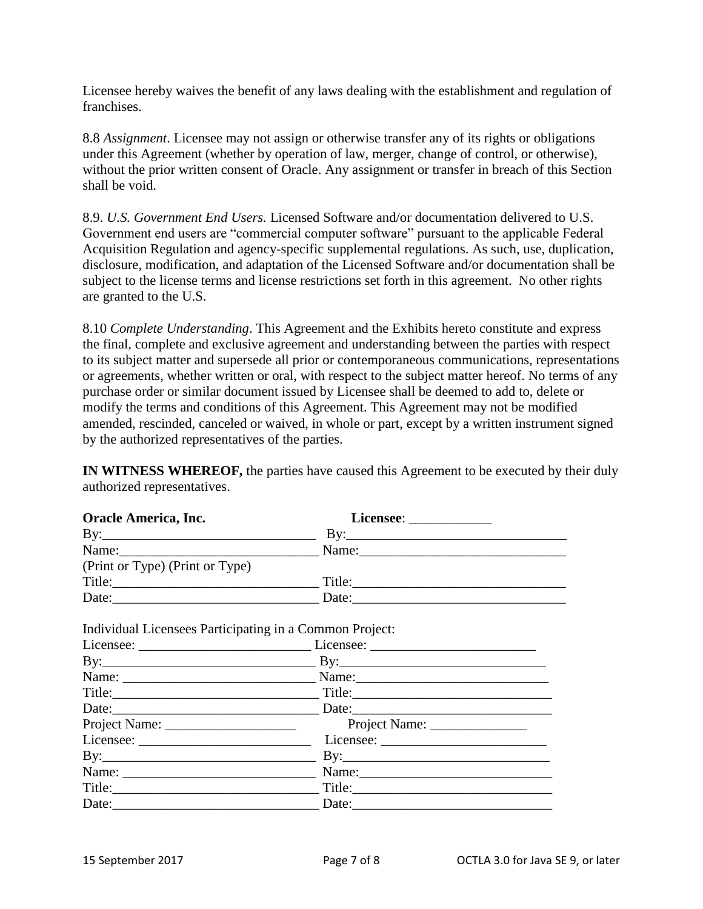Licensee hereby waives the benefit of any laws dealing with the establishment and regulation of franchises.

8.8 *Assignment*. Licensee may not assign or otherwise transfer any of its rights or obligations under this Agreement (whether by operation of law, merger, change of control, or otherwise), without the prior written consent of Oracle. Any assignment or transfer in breach of this Section shall be void.

8.9. *U.S. Government End Users.* Licensed Software and/or documentation delivered to U.S. Government end users are "commercial computer software" pursuant to the applicable Federal Acquisition Regulation and agency-specific supplemental regulations. As such, use, duplication, disclosure, modification, and adaptation of the Licensed Software and/or documentation shall be subject to the license terms and license restrictions set forth in this agreement. No other rights are granted to the U.S.

8.10 *Complete Understanding*. This Agreement and the Exhibits hereto constitute and express the final, complete and exclusive agreement and understanding between the parties with respect to its subject matter and supersede all prior or contemporaneous communications, representations or agreements, whether written or oral, with respect to the subject matter hereof. No terms of any purchase order or similar document issued by Licensee shall be deemed to add to, delete or modify the terms and conditions of this Agreement. This Agreement may not be modified amended, rescinded, canceled or waived, in whole or part, except by a written instrument signed by the authorized representatives of the parties.

**IN WITNESS WHEREOF,** the parties have caused this Agreement to be executed by their duly authorized representatives.

| **Oracle America, Inc.** | **Licensee**: ____________ |
|---|---|
| By:_______________________________ | By:________________________________ |
| Name:_____________________________ | Name:______________________________ |
| (Print or Type) (Print or Type) | |
| Title:______________________________ | Title:_______________________________ |
| Date:______________________________ | Date:_______________________________ |

Individual Licensees Participating in a Common Project:

| | |
|---|---|
| Licensee: _________________________ | Licensee: ________________________ |
| By:_______________________________ | By:______________________________ |
| Name: ____________________________ | Name:____________________________ |
| Title:______________________________ | Title:_____________________________ |
| Date:______________________________ | Date:_____________________________ |
| Project Name: ___________________ | Project Name: ______________ |
| Licensee: _________________________ | Licensee: ________________________ |
| By:_______________________________ | By:______________________________ |
| Name: ____________________________ | Name:____________________________ |
| Title:______________________________ | Title:_____________________________ |
| Date:______________________________ | Date:_____________________________ |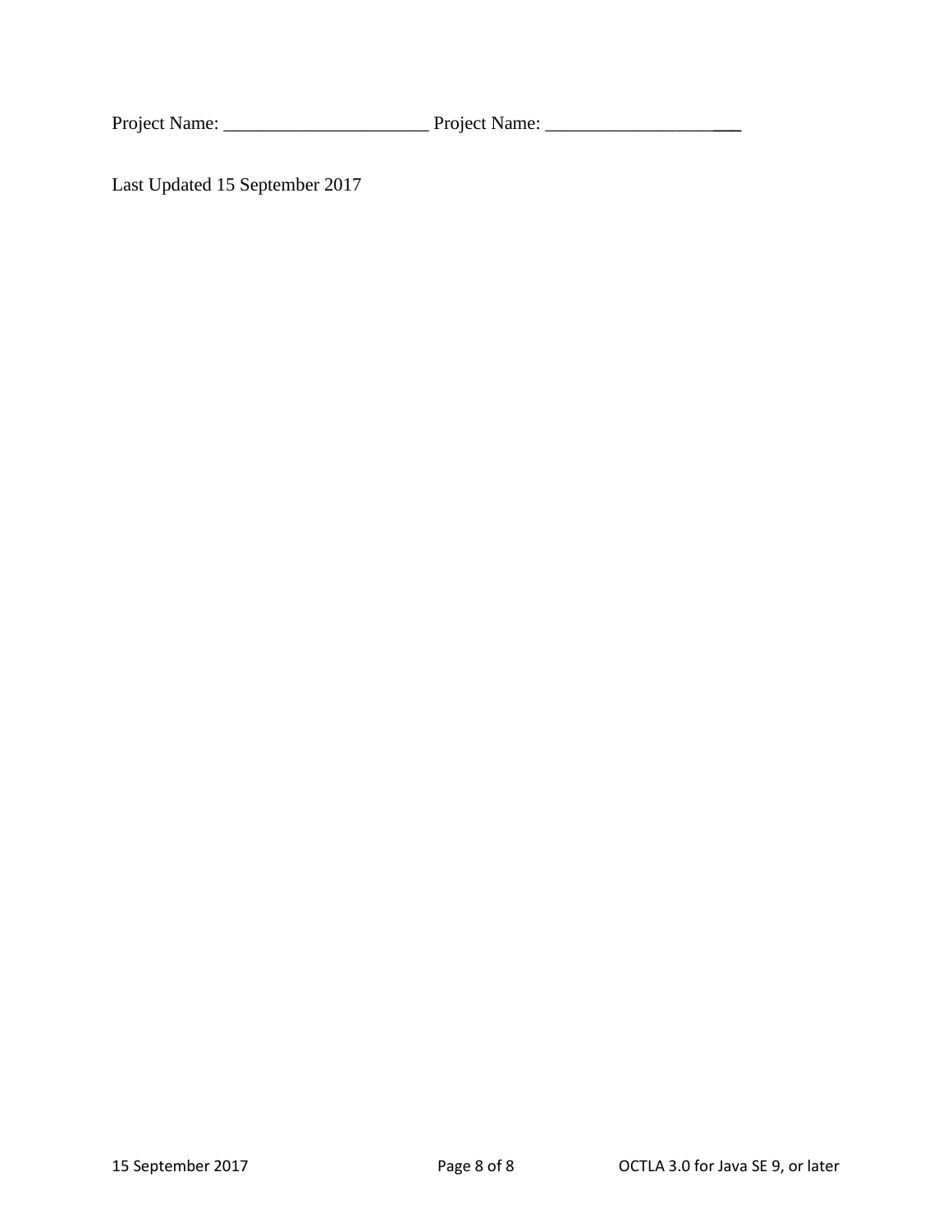Project Name: ______________________ Project Name: ______________________

Last Updated 15 September 2017